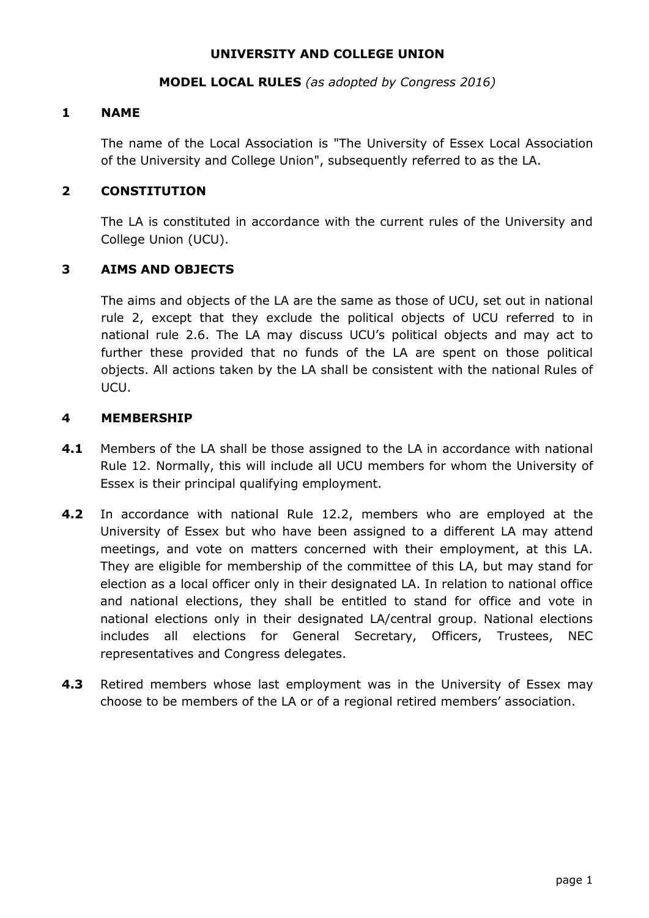# UNIVERSITY AND COLLEGE UNION

## MODEL LOCAL RULES *(as adopted by Congress 2016)*

### 1 NAME

The name of the Local Association is "The University of Essex Local Association of the University and College Union", subsequently referred to as the LA.

### 2 CONSTITUTION

The LA is constituted in accordance with the current rules of the University and College Union (UCU).

### 3 AIMS AND OBJECTS

The aims and objects of the LA are the same as those of UCU, set out in national rule 2, except that they exclude the political objects of UCU referred to in national rule 2.6. The LA may discuss UCU's political objects and may act to further these provided that no funds of the LA are spent on those political objects. All actions taken by the LA shall be consistent with the national Rules of UCU.

### 4 MEMBERSHIP

**4.1** Members of the LA shall be those assigned to the LA in accordance with national Rule 12. Normally, this will include all UCU members for whom the University of Essex is their principal qualifying employment.

**4.2** In accordance with national Rule 12.2, members who are employed at the University of Essex but who have been assigned to a different LA may attend meetings, and vote on matters concerned with their employment, at this LA. They are eligible for membership of the committee of this LA, but may stand for election as a local officer only in their designated LA. In relation to national office and national elections, they shall be entitled to stand for office and vote in national elections only in their designated LA/central group. National elections includes all elections for General Secretary, Officers, Trustees, NEC representatives and Congress delegates.

**4.3** Retired members whose last employment was in the University of Essex may choose to be members of the LA or of a regional retired members' association.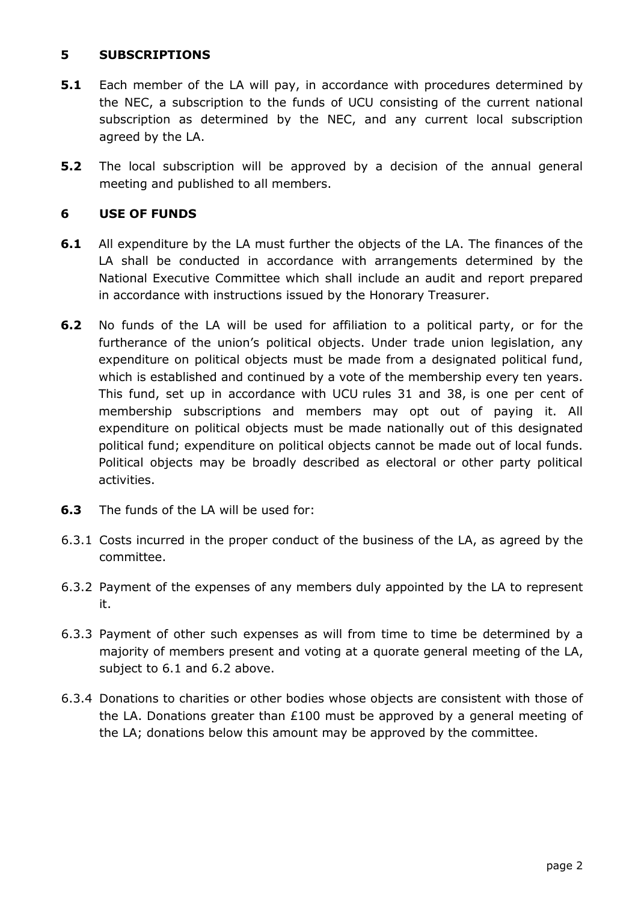## 5 SUBSCRIPTIONS

**5.1** Each member of the LA will pay, in accordance with procedures determined by the NEC, a subscription to the funds of UCU consisting of the current national subscription as determined by the NEC, and any current local subscription agreed by the LA.

**5.2** The local subscription will be approved by a decision of the annual general meeting and published to all members.

## 6 USE OF FUNDS

**6.1** All expenditure by the LA must further the objects of the LA. The finances of the LA shall be conducted in accordance with arrangements determined by the National Executive Committee which shall include an audit and report prepared in accordance with instructions issued by the Honorary Treasurer.

**6.2** No funds of the LA will be used for affiliation to a political party, or for the furtherance of the union's political objects. Under trade union legislation, any expenditure on political objects must be made from a designated political fund, which is established and continued by a vote of the membership every ten years. This fund, set up in accordance with UCU rules 31 and 38, is one per cent of membership subscriptions and members may opt out of paying it. All expenditure on political objects must be made nationally out of this designated political fund; expenditure on political objects cannot be made out of local funds. Political objects may be broadly described as electoral or other party political activities.

**6.3** The funds of the LA will be used for:

6.3.1 Costs incurred in the proper conduct of the business of the LA, as agreed by the committee.

6.3.2 Payment of the expenses of any members duly appointed by the LA to represent it.

6.3.3 Payment of other such expenses as will from time to time be determined by a majority of members present and voting at a quorate general meeting of the LA, subject to 6.1 and 6.2 above.

6.3.4 Donations to charities or other bodies whose objects are consistent with those of the LA. Donations greater than £100 must be approved by a general meeting of the LA; donations below this amount may be approved by the committee.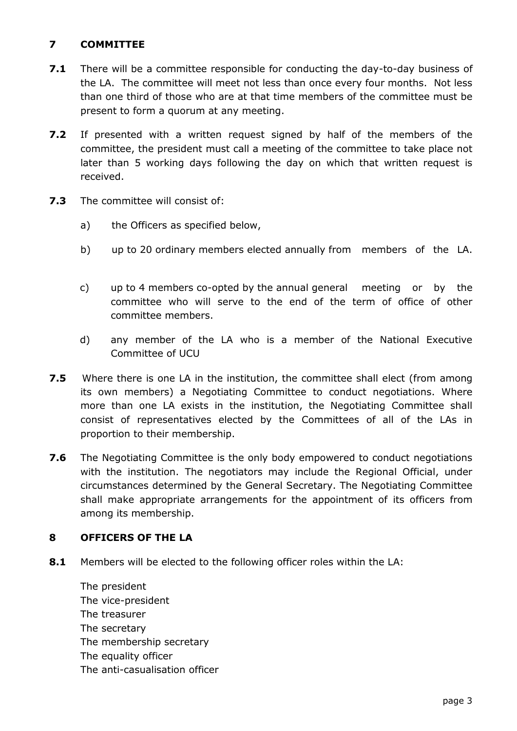## 7 COMMITTEE

**7.1** There will be a committee responsible for conducting the day-to-day business of the LA. The committee will meet not less than once every four months. Not less than one third of those who are at that time members of the committee must be present to form a quorum at any meeting.

**7.2** If presented with a written request signed by half of the members of the committee, the president must call a meeting of the committee to take place not later than 5 working days following the day on which that written request is received.

**7.3** The committee will consist of:

a) the Officers as specified below,

b) up to 20 ordinary members elected annually from members of the LA.

c) up to 4 members co-opted by the annual general meeting or by the committee who will serve to the end of the term of office of other committee members.

d) any member of the LA who is a member of the National Executive Committee of UCU

**7.5** Where there is one LA in the institution, the committee shall elect (from among its own members) a Negotiating Committee to conduct negotiations. Where more than one LA exists in the institution, the Negotiating Committee shall consist of representatives elected by the Committees of all of the LAs in proportion to their membership.

**7.6** The Negotiating Committee is the only body empowered to conduct negotiations with the institution. The negotiators may include the Regional Official, under circumstances determined by the General Secretary. The Negotiating Committee shall make appropriate arrangements for the appointment of its officers from among its membership.

## 8 OFFICERS OF THE LA

**8.1** Members will be elected to the following officer roles within the LA:

The president
The vice-president
The treasurer
The secretary
The membership secretary
The equality officer
The anti-casualisation officer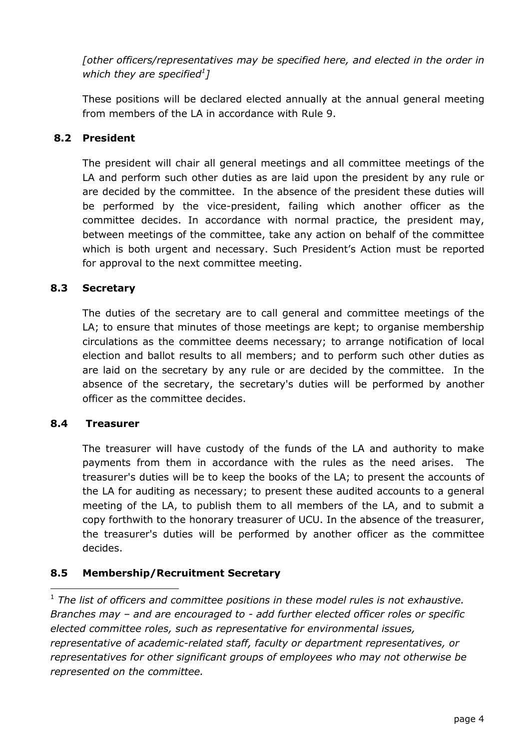*[other officers/representatives may be specified here, and elected in the order in which they are specified[1]]*

These positions will be declared elected annually at the annual general meeting from members of the LA in accordance with Rule 9.

### 8.2 President

The president will chair all general meetings and all committee meetings of the LA and perform such other duties as are laid upon the president by any rule or are decided by the committee. In the absence of the president these duties will be performed by the vice-president, failing which another officer as the committee decides. In accordance with normal practice, the president may, between meetings of the committee, take any action on behalf of the committee which is both urgent and necessary. Such President's Action must be reported for approval to the next committee meeting.

### 8.3 Secretary

The duties of the secretary are to call general and committee meetings of the LA; to ensure that minutes of those meetings are kept; to organise membership circulations as the committee deems necessary; to arrange notification of local election and ballot results to all members; and to perform such other duties as are laid on the secretary by any rule or are decided by the committee. In the absence of the secretary, the secretary's duties will be performed by another officer as the committee decides.

### 8.4 Treasurer

The treasurer will have custody of the funds of the LA and authority to make payments from them in accordance with the rules as the need arises. The treasurer's duties will be to keep the books of the LA; to present the accounts of the LA for auditing as necessary; to present these audited accounts to a general meeting of the LA, to publish them to all members of the LA, and to submit a copy forthwith to the honorary treasurer of UCU. In the absence of the treasurer, the treasurer's duties will be performed by another officer as the committee decides.

### 8.5 Membership/Recruitment Secretary

---

[1] *The list of officers and committee positions in these model rules is not exhaustive. Branches may – and are encouraged to - add further elected officer roles or specific elected committee roles, such as representative for environmental issues, representative of academic-related staff, faculty or department representatives, or representatives for other significant groups of employees who may not otherwise be represented on the committee.*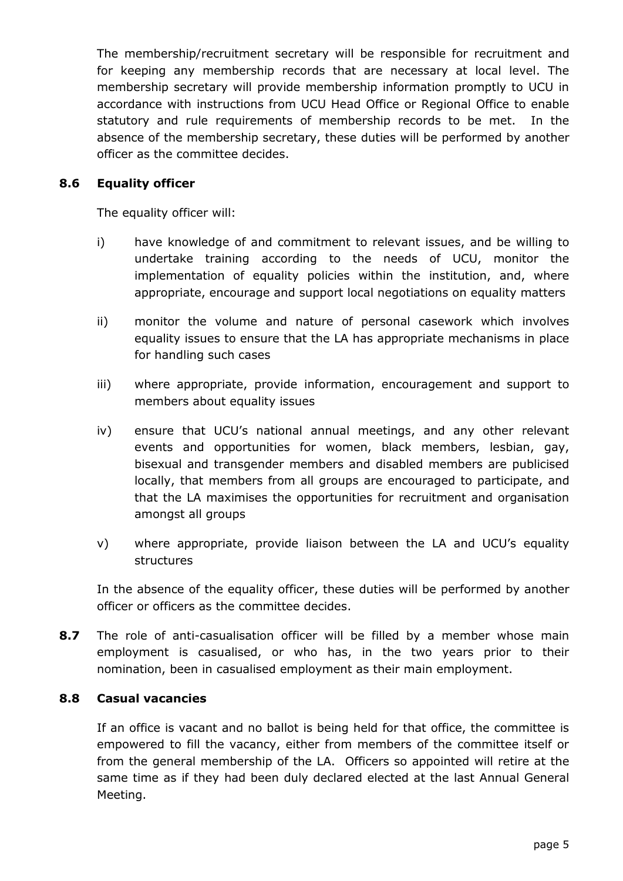The membership/recruitment secretary will be responsible for recruitment and for keeping any membership records that are necessary at local level. The membership secretary will provide membership information promptly to UCU in accordance with instructions from UCU Head Office or Regional Office to enable statutory and rule requirements of membership records to be met. In the absence of the membership secretary, these duties will be performed by another officer as the committee decides.

### 8.6 Equality officer

The equality officer will:

i) have knowledge of and commitment to relevant issues, and be willing to undertake training according to the needs of UCU, monitor the implementation of equality policies within the institution, and, where appropriate, encourage and support local negotiations on equality matters

ii) monitor the volume and nature of personal casework which involves equality issues to ensure that the LA has appropriate mechanisms in place for handling such cases

iii) where appropriate, provide information, encouragement and support to members about equality issues

iv) ensure that UCU's national annual meetings, and any other relevant events and opportunities for women, black members, lesbian, gay, bisexual and transgender members and disabled members are publicised locally, that members from all groups are encouraged to participate, and that the LA maximises the opportunities for recruitment and organisation amongst all groups

v) where appropriate, provide liaison between the LA and UCU's equality structures

In the absence of the equality officer, these duties will be performed by another officer or officers as the committee decides.

**8.7** The role of anti-casualisation officer will be filled by a member whose main employment is casualised, or who has, in the two years prior to their nomination, been in casualised employment as their main employment.

### 8.8 Casual vacancies

If an office is vacant and no ballot is being held for that office, the committee is empowered to fill the vacancy, either from members of the committee itself or from the general membership of the LA. Officers so appointed will retire at the same time as if they had been duly declared elected at the last Annual General Meeting.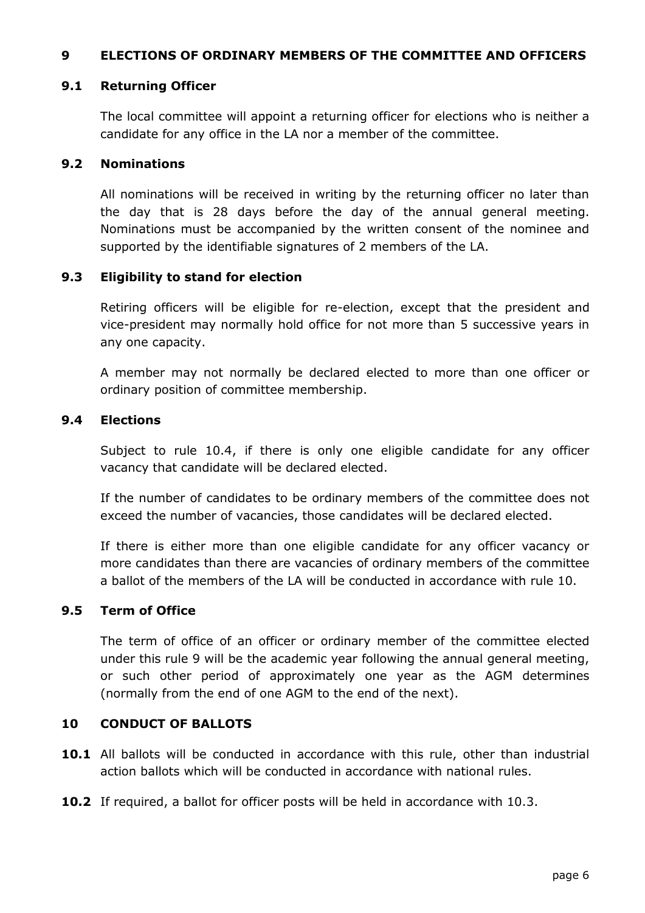## 9 ELECTIONS OF ORDINARY MEMBERS OF THE COMMITTEE AND OFFICERS

### 9.1 Returning Officer

The local committee will appoint a returning officer for elections who is neither a candidate for any office in the LA nor a member of the committee.

### 9.2 Nominations

All nominations will be received in writing by the returning officer no later than the day that is 28 days before the day of the annual general meeting. Nominations must be accompanied by the written consent of the nominee and supported by the identifiable signatures of 2 members of the LA.

### 9.3 Eligibility to stand for election

Retiring officers will be eligible for re-election, except that the president and vice-president may normally hold office for not more than 5 successive years in any one capacity.

A member may not normally be declared elected to more than one officer or ordinary position of committee membership.

### 9.4 Elections

Subject to rule 10.4, if there is only one eligible candidate for any officer vacancy that candidate will be declared elected.

If the number of candidates to be ordinary members of the committee does not exceed the number of vacancies, those candidates will be declared elected.

If there is either more than one eligible candidate for any officer vacancy or more candidates than there are vacancies of ordinary members of the committee a ballot of the members of the LA will be conducted in accordance with rule 10.

### 9.5 Term of Office

The term of office of an officer or ordinary member of the committee elected under this rule 9 will be the academic year following the annual general meeting, or such other period of approximately one year as the AGM determines (normally from the end of one AGM to the end of the next).

## 10 CONDUCT OF BALLOTS

**10.1** All ballots will be conducted in accordance with this rule, other than industrial action ballots which will be conducted in accordance with national rules.

**10.2** If required, a ballot for officer posts will be held in accordance with 10.3.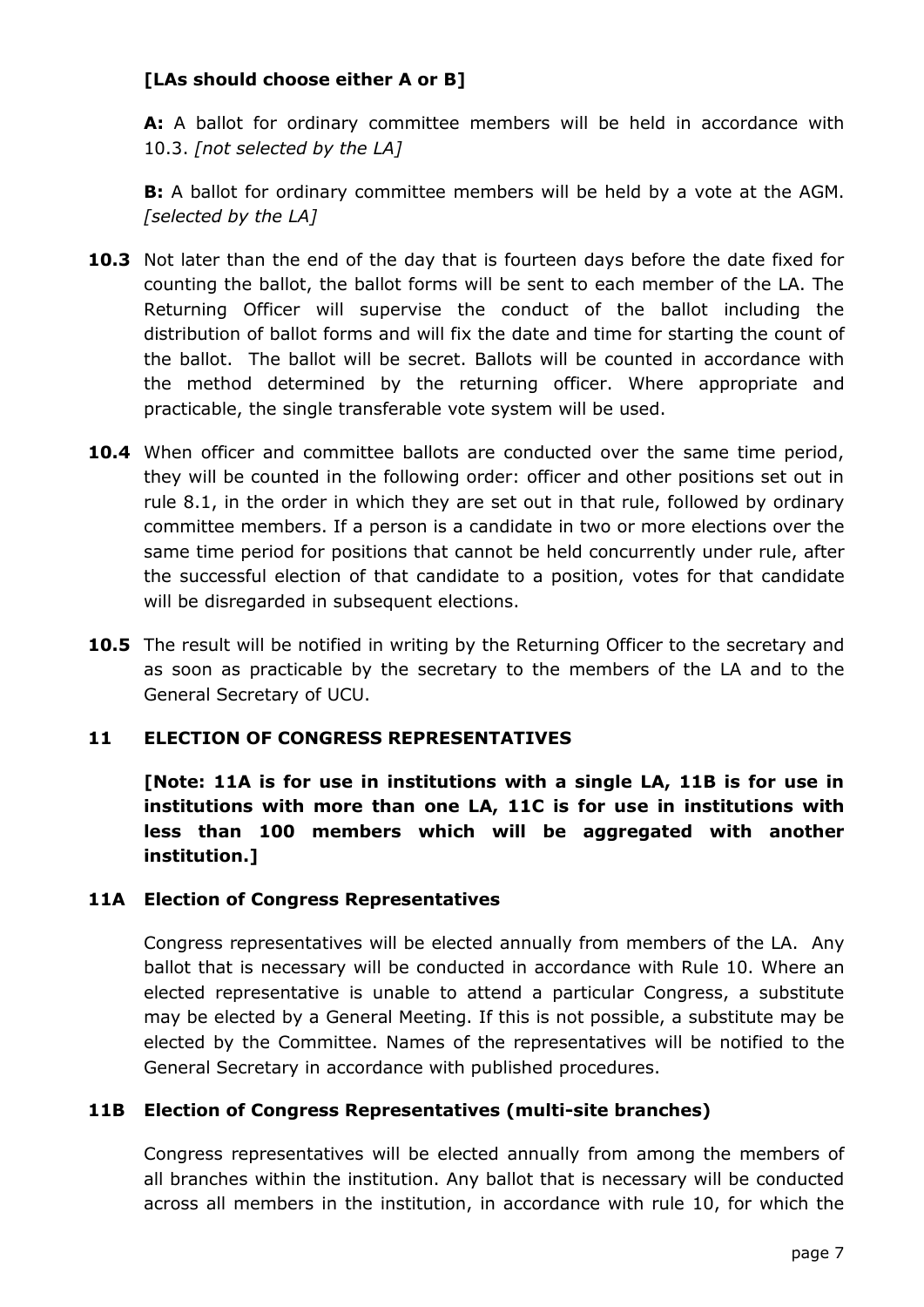**[LAs should choose either A or B]**

**A:** A ballot for ordinary committee members will be held in accordance with 10.3. *[not selected by the LA]*

**B:** A ballot for ordinary committee members will be held by a vote at the AGM. *[selected by the LA]*

**10.3** Not later than the end of the day that is fourteen days before the date fixed for counting the ballot, the ballot forms will be sent to each member of the LA. The Returning Officer will supervise the conduct of the ballot including the distribution of ballot forms and will fix the date and time for starting the count of the ballot. The ballot will be secret. Ballots will be counted in accordance with the method determined by the returning officer. Where appropriate and practicable, the single transferable vote system will be used.

**10.4** When officer and committee ballots are conducted over the same time period, they will be counted in the following order: officer and other positions set out in rule 8.1, in the order in which they are set out in that rule, followed by ordinary committee members. If a person is a candidate in two or more elections over the same time period for positions that cannot be held concurrently under rule, after the successful election of that candidate to a position, votes for that candidate will be disregarded in subsequent elections.

**10.5** The result will be notified in writing by the Returning Officer to the secretary and as soon as practicable by the secretary to the members of the LA and to the General Secretary of UCU.

## 11 ELECTION OF CONGRESS REPRESENTATIVES

**[Note: 11A is for use in institutions with a single LA, 11B is for use in institutions with more than one LA, 11C is for use in institutions with less than 100 members which will be aggregated with another institution.]**

### 11A Election of Congress Representatives

Congress representatives will be elected annually from members of the LA. Any ballot that is necessary will be conducted in accordance with Rule 10. Where an elected representative is unable to attend a particular Congress, a substitute may be elected by a General Meeting. If this is not possible, a substitute may be elected by the Committee. Names of the representatives will be notified to the General Secretary in accordance with published procedures.

### 11B Election of Congress Representatives (multi-site branches)

Congress representatives will be elected annually from among the members of all branches within the institution. Any ballot that is necessary will be conducted across all members in the institution, in accordance with rule 10, for which the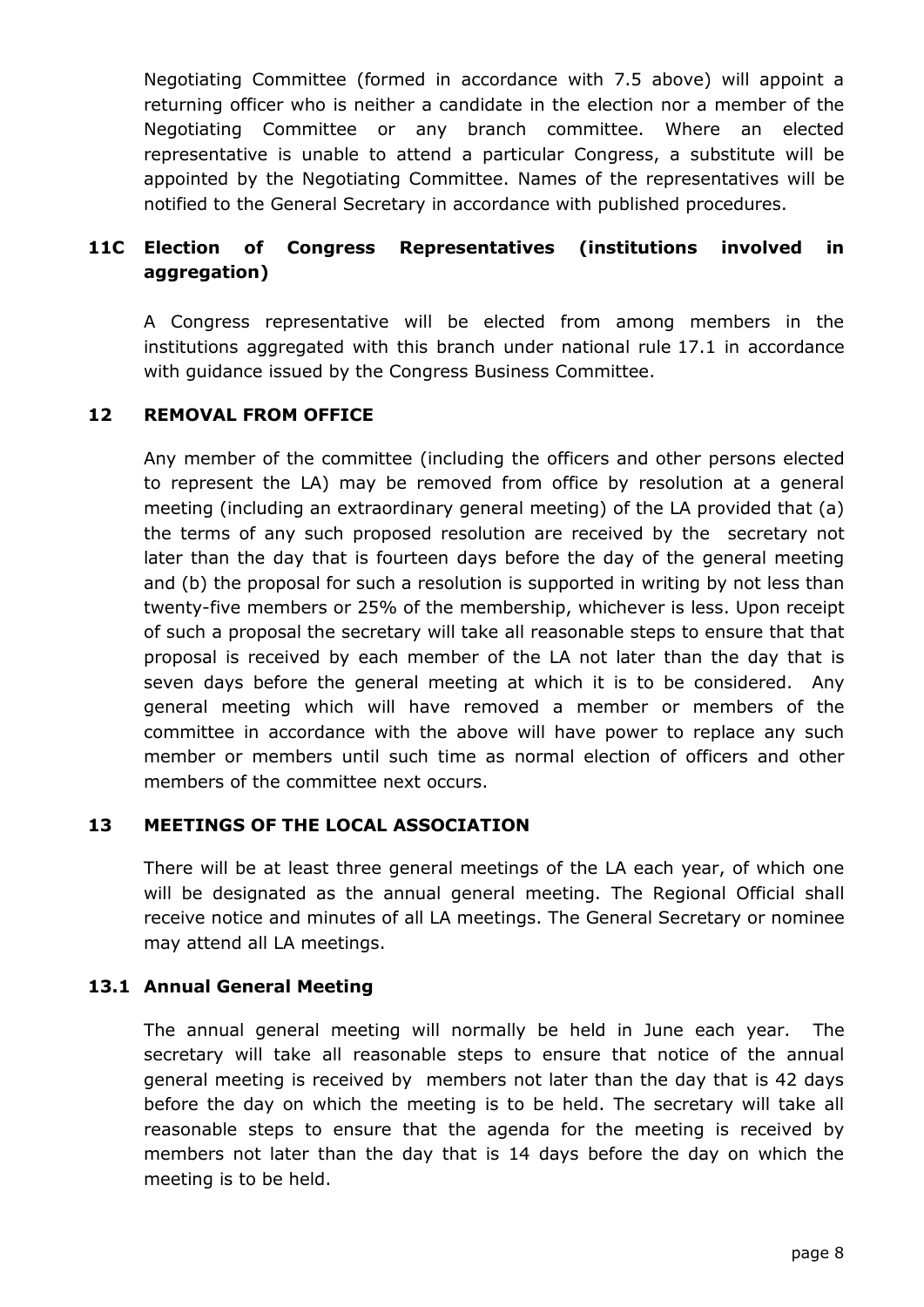Negotiating Committee (formed in accordance with 7.5 above) will appoint a returning officer who is neither a candidate in the election nor a member of the Negotiating Committee or any branch committee. Where an elected representative is unable to attend a particular Congress, a substitute will be appointed by the Negotiating Committee. Names of the representatives will be notified to the General Secretary in accordance with published procedures.

## 11C Election of Congress Representatives (institutions involved in aggregation)

A Congress representative will be elected from among members in the institutions aggregated with this branch under national rule 17.1 in accordance with guidance issued by the Congress Business Committee.

## 12 REMOVAL FROM OFFICE

Any member of the committee (including the officers and other persons elected to represent the LA) may be removed from office by resolution at a general meeting (including an extraordinary general meeting) of the LA provided that (a) the terms of any such proposed resolution are received by the secretary not later than the day that is fourteen days before the day of the general meeting and (b) the proposal for such a resolution is supported in writing by not less than twenty-five members or 25% of the membership, whichever is less. Upon receipt of such a proposal the secretary will take all reasonable steps to ensure that that proposal is received by each member of the LA not later than the day that is seven days before the general meeting at which it is to be considered. Any general meeting which will have removed a member or members of the committee in accordance with the above will have power to replace any such member or members until such time as normal election of officers and other members of the committee next occurs.

## 13 MEETINGS OF THE LOCAL ASSOCIATION

There will be at least three general meetings of the LA each year, of which one will be designated as the annual general meeting. The Regional Official shall receive notice and minutes of all LA meetings. The General Secretary or nominee may attend all LA meetings.

### 13.1 Annual General Meeting

The annual general meeting will normally be held in June each year. The secretary will take all reasonable steps to ensure that notice of the annual general meeting is received by members not later than the day that is 42 days before the day on which the meeting is to be held. The secretary will take all reasonable steps to ensure that the agenda for the meeting is received by members not later than the day that is 14 days before the day on which the meeting is to be held.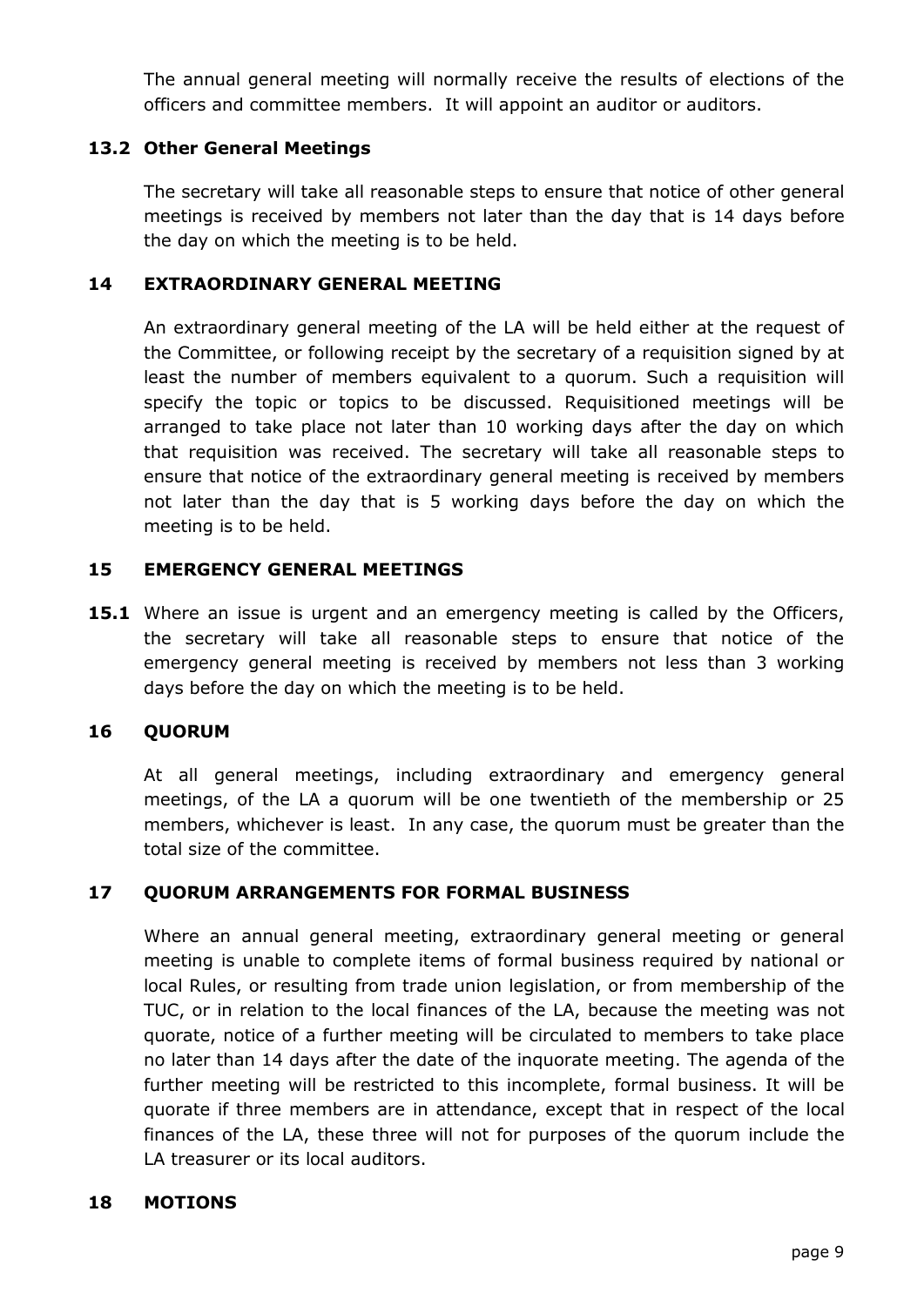The annual general meeting will normally receive the results of elections of the officers and committee members. It will appoint an auditor or auditors.

### 13.2 Other General Meetings

The secretary will take all reasonable steps to ensure that notice of other general meetings is received by members not later than the day that is 14 days before the day on which the meeting is to be held.

## 14 EXTRAORDINARY GENERAL MEETING

An extraordinary general meeting of the LA will be held either at the request of the Committee, or following receipt by the secretary of a requisition signed by at least the number of members equivalent to a quorum. Such a requisition will specify the topic or topics to be discussed. Requisitioned meetings will be arranged to take place not later than 10 working days after the day on which that requisition was received. The secretary will take all reasonable steps to ensure that notice of the extraordinary general meeting is received by members not later than the day that is 5 working days before the day on which the meeting is to be held.

## 15 EMERGENCY GENERAL MEETINGS

**15.1** Where an issue is urgent and an emergency meeting is called by the Officers, the secretary will take all reasonable steps to ensure that notice of the emergency general meeting is received by members not less than 3 working days before the day on which the meeting is to be held.

## 16 QUORUM

At all general meetings, including extraordinary and emergency general meetings, of the LA a quorum will be one twentieth of the membership or 25 members, whichever is least. In any case, the quorum must be greater than the total size of the committee.

## 17 QUORUM ARRANGEMENTS FOR FORMAL BUSINESS

Where an annual general meeting, extraordinary general meeting or general meeting is unable to complete items of formal business required by national or local Rules, or resulting from trade union legislation, or from membership of the TUC, or in relation to the local finances of the LA, because the meeting was not quorate, notice of a further meeting will be circulated to members to take place no later than 14 days after the date of the inquorate meeting. The agenda of the further meeting will be restricted to this incomplete, formal business. It will be quorate if three members are in attendance, except that in respect of the local finances of the LA, these three will not for purposes of the quorum include the LA treasurer or its local auditors.

## 18 MOTIONS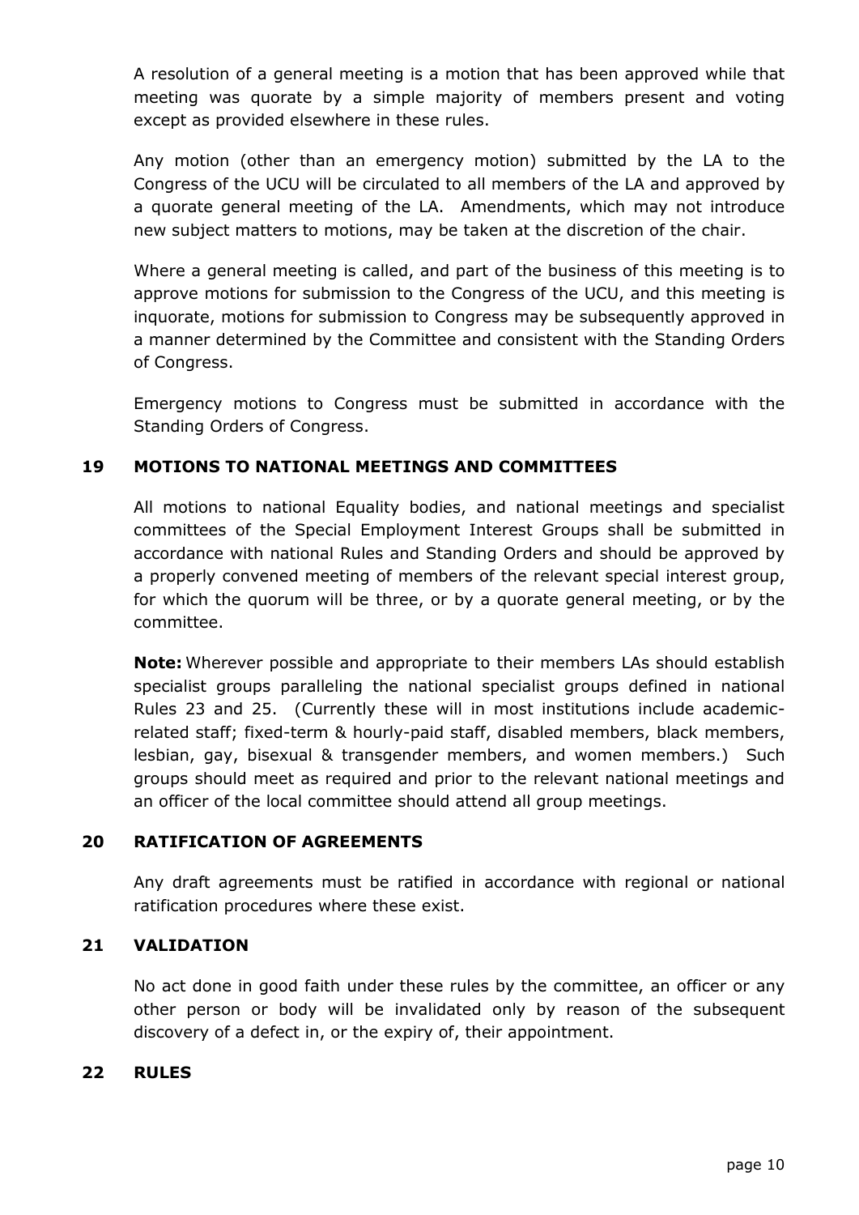A resolution of a general meeting is a motion that has been approved while that meeting was quorate by a simple majority of members present and voting except as provided elsewhere in these rules.

Any motion (other than an emergency motion) submitted by the LA to the Congress of the UCU will be circulated to all members of the LA and approved by a quorate general meeting of the LA. Amendments, which may not introduce new subject matters to motions, may be taken at the discretion of the chair.

Where a general meeting is called, and part of the business of this meeting is to approve motions for submission to the Congress of the UCU, and this meeting is inquorate, motions for submission to Congress may be subsequently approved in a manner determined by the Committee and consistent with the Standing Orders of Congress.

Emergency motions to Congress must be submitted in accordance with the Standing Orders of Congress.

## 19 MOTIONS TO NATIONAL MEETINGS AND COMMITTEES

All motions to national Equality bodies, and national meetings and specialist committees of the Special Employment Interest Groups shall be submitted in accordance with national Rules and Standing Orders and should be approved by a properly convened meeting of members of the relevant special interest group, for which the quorum will be three, or by a quorate general meeting, or by the committee.

**Note:** Wherever possible and appropriate to their members LAs should establish specialist groups paralleling the national specialist groups defined in national Rules 23 and 25. (Currently these will in most institutions include academic-related staff; fixed-term & hourly-paid staff, disabled members, black members, lesbian, gay, bisexual & transgender members, and women members.) Such groups should meet as required and prior to the relevant national meetings and an officer of the local committee should attend all group meetings.

## 20 RATIFICATION OF AGREEMENTS

Any draft agreements must be ratified in accordance with regional or national ratification procedures where these exist.

## 21 VALIDATION

No act done in good faith under these rules by the committee, an officer or any other person or body will be invalidated only by reason of the subsequent discovery of a defect in, or the expiry of, their appointment.

## 22 RULES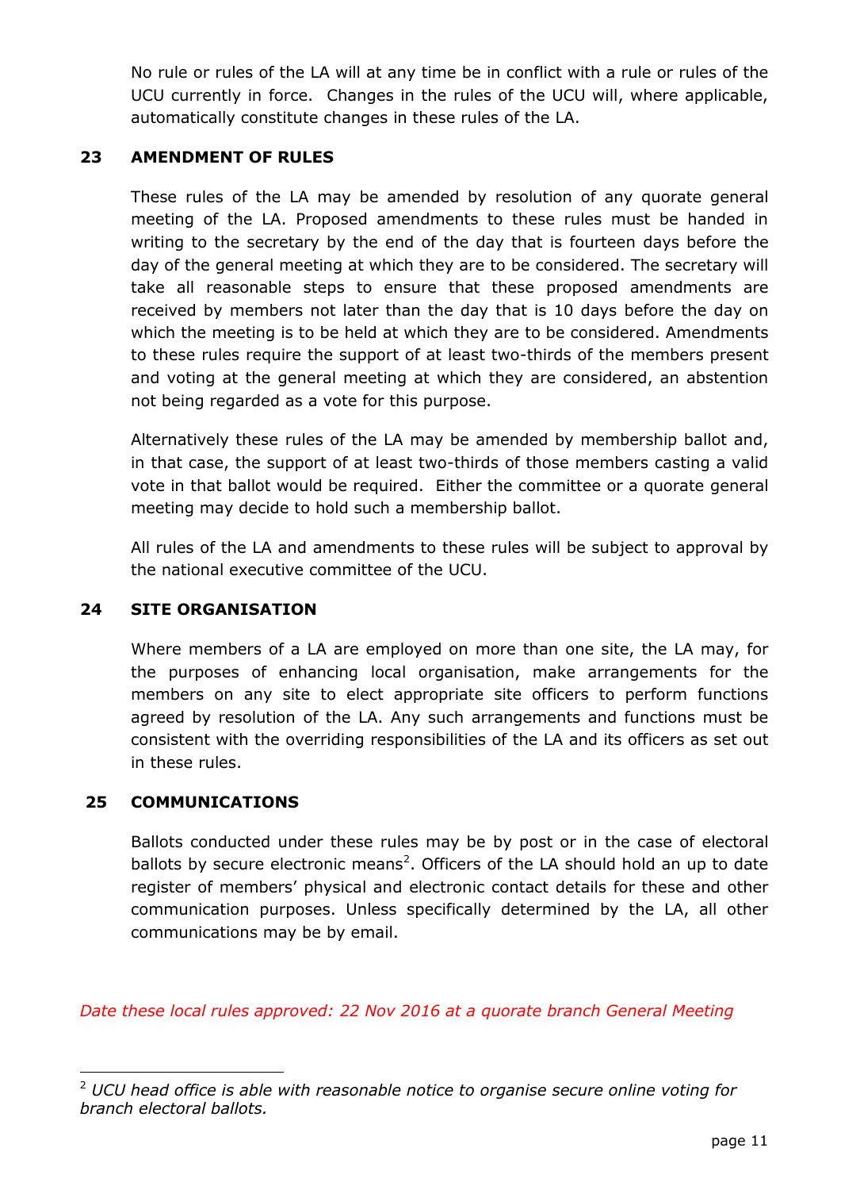No rule or rules of the LA will at any time be in conflict with a rule or rules of the UCU currently in force. Changes in the rules of the UCU will, where applicable, automatically constitute changes in these rules of the LA.

## 23 AMENDMENT OF RULES

These rules of the LA may be amended by resolution of any quorate general meeting of the LA. Proposed amendments to these rules must be handed in writing to the secretary by the end of the day that is fourteen days before the day of the general meeting at which they are to be considered. The secretary will take all reasonable steps to ensure that these proposed amendments are received by members not later than the day that is 10 days before the day on which the meeting is to be held at which they are to be considered. Amendments to these rules require the support of at least two-thirds of the members present and voting at the general meeting at which they are considered, an abstention not being regarded as a vote for this purpose.

Alternatively these rules of the LA may be amended by membership ballot and, in that case, the support of at least two-thirds of those members casting a valid vote in that ballot would be required. Either the committee or a quorate general meeting may decide to hold such a membership ballot.

All rules of the LA and amendments to these rules will be subject to approval by the national executive committee of the UCU.

## 24 SITE ORGANISATION

Where members of a LA are employed on more than one site, the LA may, for the purposes of enhancing local organisation, make arrangements for the members on any site to elect appropriate site officers to perform functions agreed by resolution of the LA. Any such arrangements and functions must be consistent with the overriding responsibilities of the LA and its officers as set out in these rules.

## 25 COMMUNICATIONS

Ballots conducted under these rules may be by post or in the case of electoral ballots by secure electronic means[2]. Officers of the LA should hold an up to date register of members' physical and electronic contact details for these and other communication purposes. Unless specifically determined by the LA, all other communications may be by email.

*Date these local rules approved: 22 Nov 2016 at a quorate branch General Meeting*

---

[2] *UCU head office is able with reasonable notice to organise secure online voting for branch electoral ballots.*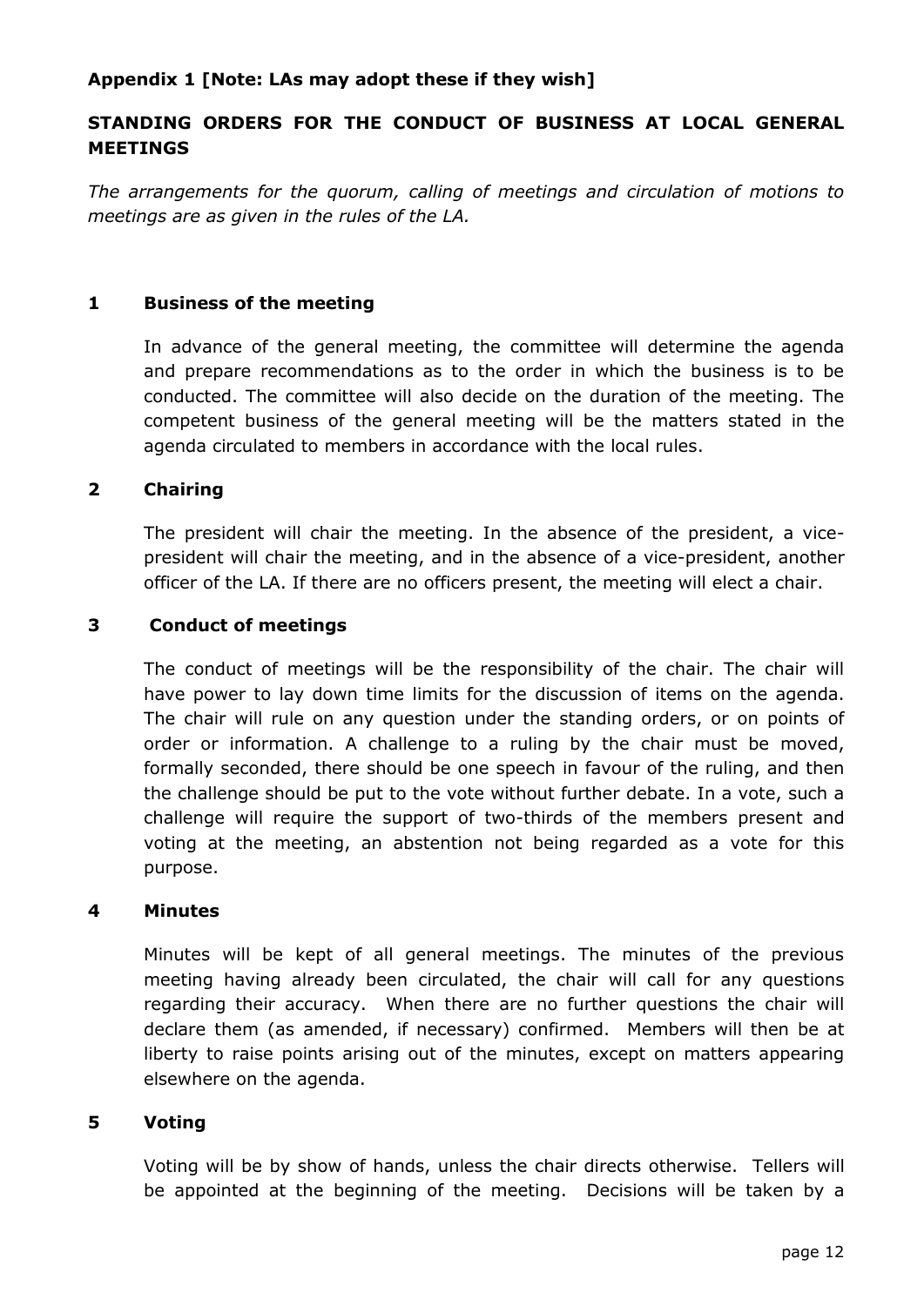**Appendix 1 [Note: LAs may adopt these if they wish]**

## STANDING ORDERS FOR THE CONDUCT OF BUSINESS AT LOCAL GENERAL MEETINGS

*The arrangements for the quorum, calling of meetings and circulation of motions to meetings are as given in the rules of the LA.*

### 1 Business of the meeting

In advance of the general meeting, the committee will determine the agenda and prepare recommendations as to the order in which the business is to be conducted. The committee will also decide on the duration of the meeting. The competent business of the general meeting will be the matters stated in the agenda circulated to members in accordance with the local rules.

### 2 Chairing

The president will chair the meeting. In the absence of the president, a vice-president will chair the meeting, and in the absence of a vice-president, another officer of the LA. If there are no officers present, the meeting will elect a chair.

### 3 Conduct of meetings

The conduct of meetings will be the responsibility of the chair. The chair will have power to lay down time limits for the discussion of items on the agenda. The chair will rule on any question under the standing orders, or on points of order or information. A challenge to a ruling by the chair must be moved, formally seconded, there should be one speech in favour of the ruling, and then the challenge should be put to the vote without further debate. In a vote, such a challenge will require the support of two-thirds of the members present and voting at the meeting, an abstention not being regarded as a vote for this purpose.

### 4 Minutes

Minutes will be kept of all general meetings. The minutes of the previous meeting having already been circulated, the chair will call for any questions regarding their accuracy. When there are no further questions the chair will declare them (as amended, if necessary) confirmed. Members will then be at liberty to raise points arising out of the minutes, except on matters appearing elsewhere on the agenda.

### 5 Voting

Voting will be by show of hands, unless the chair directs otherwise. Tellers will be appointed at the beginning of the meeting. Decisions will be taken by a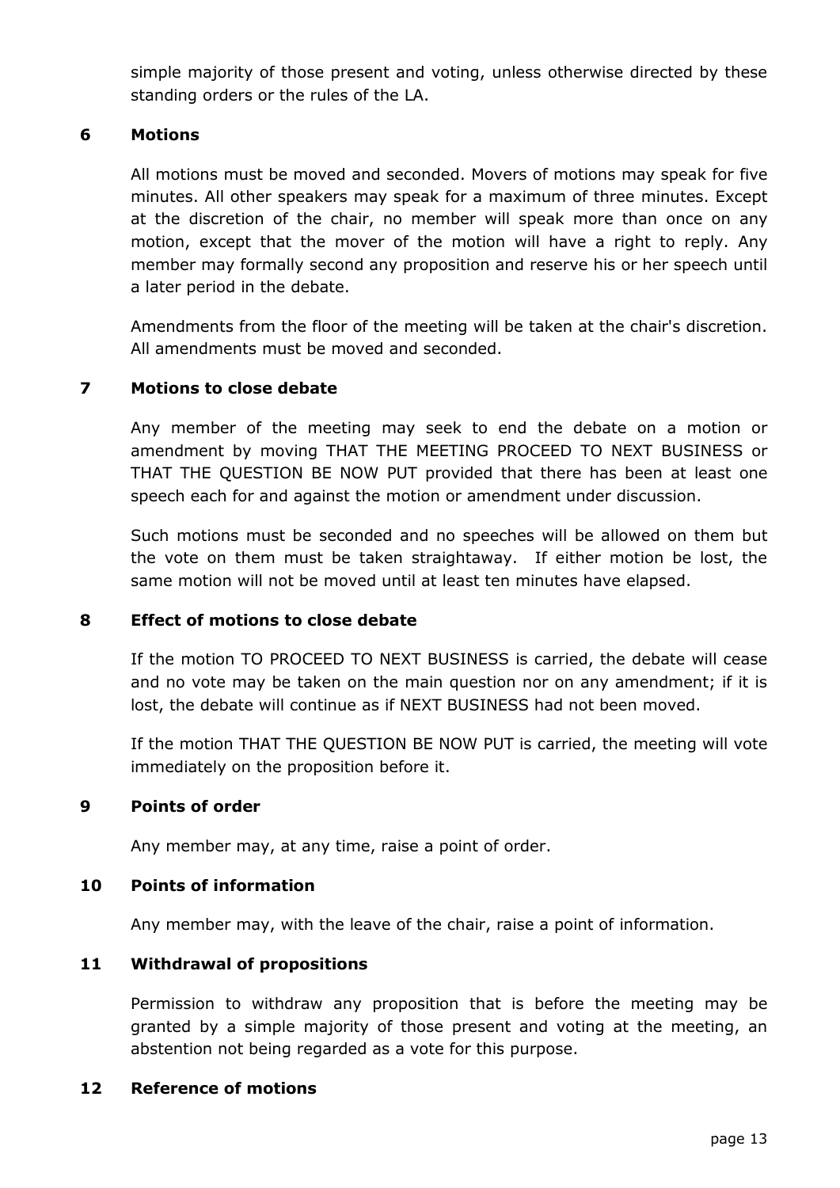simple majority of those present and voting, unless otherwise directed by these standing orders or the rules of the LA.

## 6 Motions

All motions must be moved and seconded. Movers of motions may speak for five minutes. All other speakers may speak for a maximum of three minutes. Except at the discretion of the chair, no member will speak more than once on any motion, except that the mover of the motion will have a right to reply. Any member may formally second any proposition and reserve his or her speech until a later period in the debate.

Amendments from the floor of the meeting will be taken at the chair's discretion. All amendments must be moved and seconded.

## 7 Motions to close debate

Any member of the meeting may seek to end the debate on a motion or amendment by moving THAT THE MEETING PROCEED TO NEXT BUSINESS or THAT THE QUESTION BE NOW PUT provided that there has been at least one speech each for and against the motion or amendment under discussion.

Such motions must be seconded and no speeches will be allowed on them but the vote on them must be taken straightaway. If either motion be lost, the same motion will not be moved until at least ten minutes have elapsed.

## 8 Effect of motions to close debate

If the motion TO PROCEED TO NEXT BUSINESS is carried, the debate will cease and no vote may be taken on the main question nor on any amendment; if it is lost, the debate will continue as if NEXT BUSINESS had not been moved.

If the motion THAT THE QUESTION BE NOW PUT is carried, the meeting will vote immediately on the proposition before it.

## 9 Points of order

Any member may, at any time, raise a point of order.

## 10 Points of information

Any member may, with the leave of the chair, raise a point of information.

## 11 Withdrawal of propositions

Permission to withdraw any proposition that is before the meeting may be granted by a simple majority of those present and voting at the meeting, an abstention not being regarded as a vote for this purpose.

## 12 Reference of motions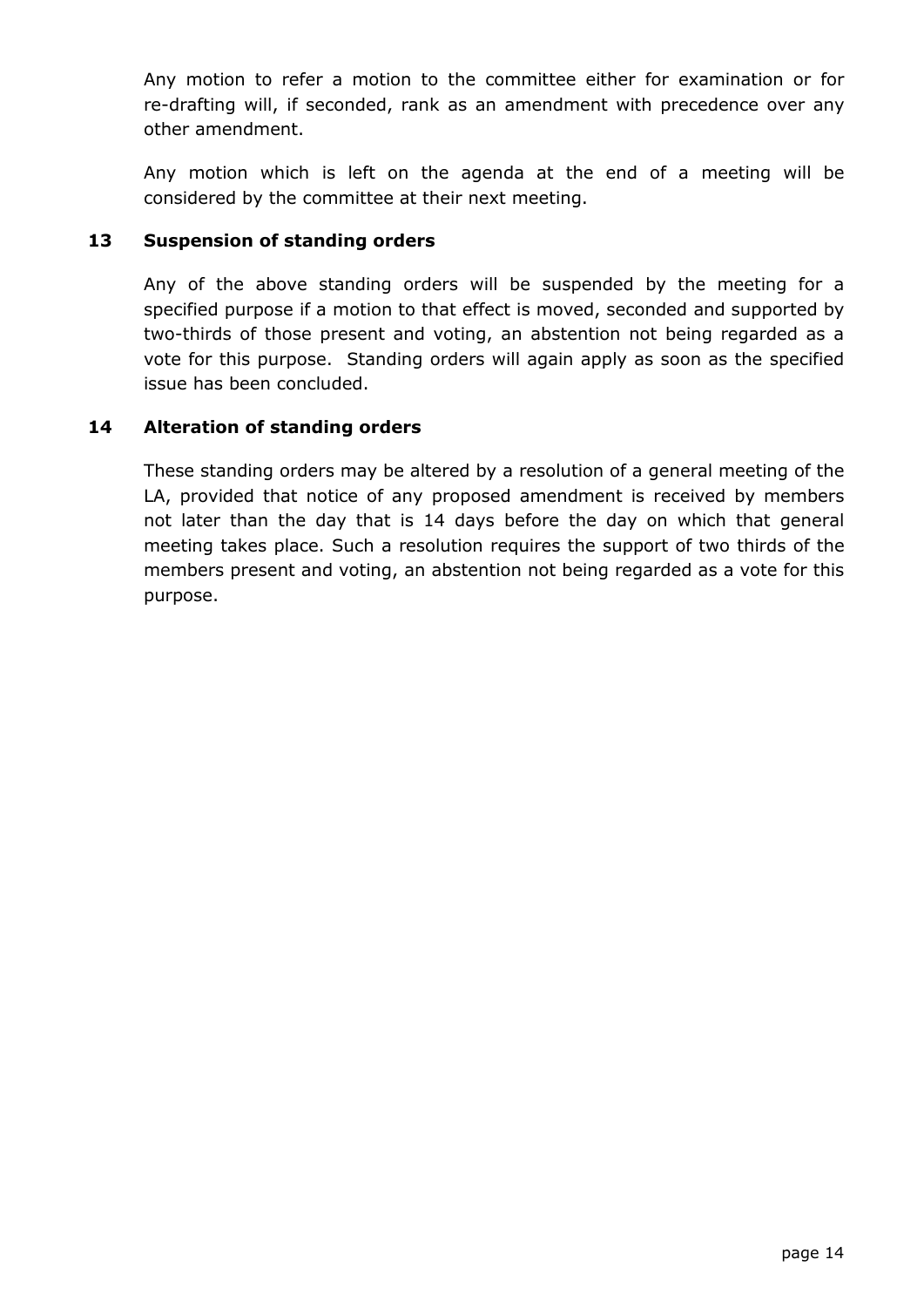Any motion to refer a motion to the committee either for examination or for re-drafting will, if seconded, rank as an amendment with precedence over any other amendment.

Any motion which is left on the agenda at the end of a meeting will be considered by the committee at their next meeting.

## 13 Suspension of standing orders

Any of the above standing orders will be suspended by the meeting for a specified purpose if a motion to that effect is moved, seconded and supported by two-thirds of those present and voting, an abstention not being regarded as a vote for this purpose. Standing orders will again apply as soon as the specified issue has been concluded.

## 14 Alteration of standing orders

These standing orders may be altered by a resolution of a general meeting of the LA, provided that notice of any proposed amendment is received by members not later than the day that is 14 days before the day on which that general meeting takes place. Such a resolution requires the support of two thirds of the members present and voting, an abstention not being regarded as a vote for this purpose.